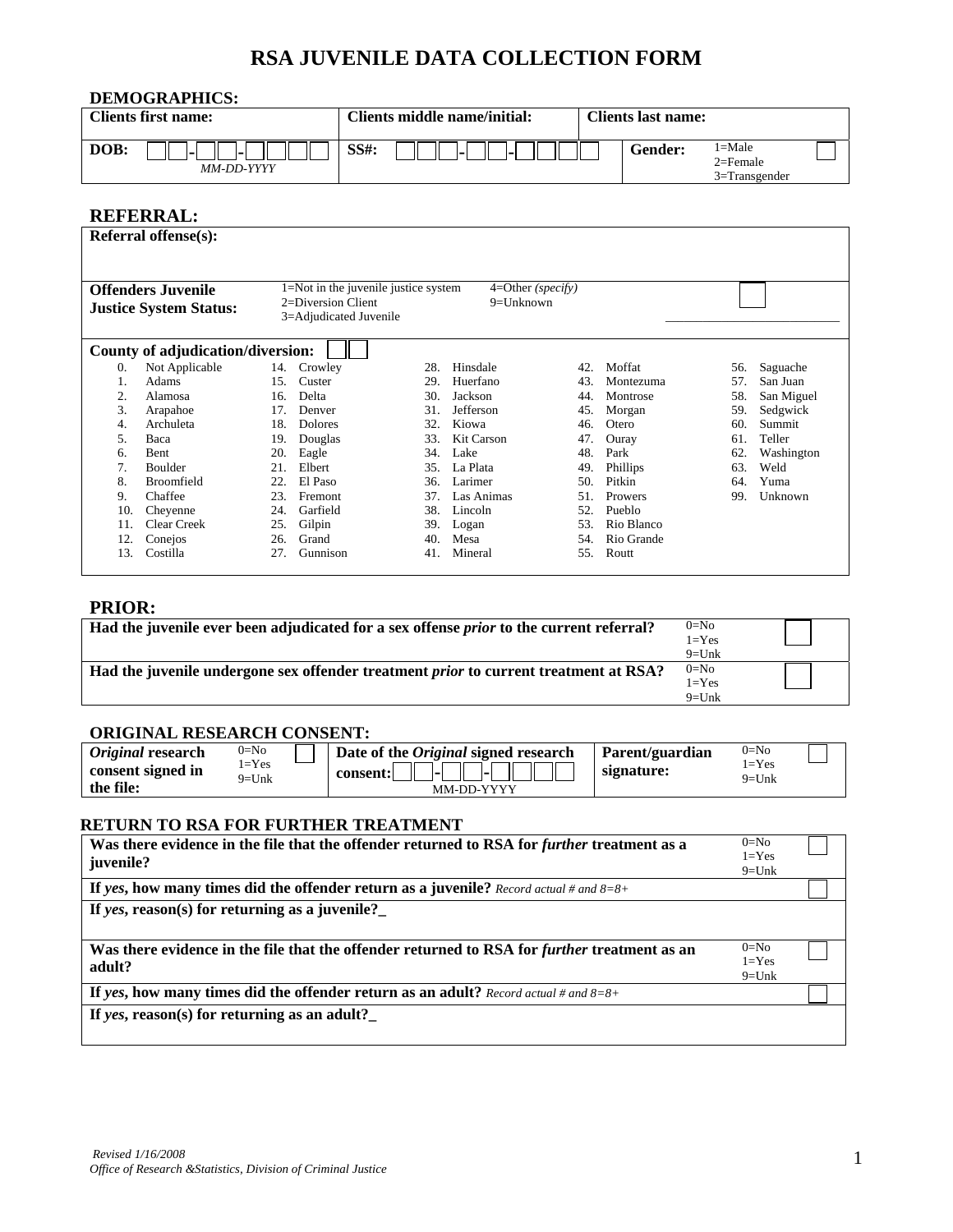# RSA JUVENILE DATA COLLECTION FORM

## DEMOGRAPHICS:

| **Clients first name:** | **Clients middle name/initial:** | **Clients last name:** |
|---|---|---|
| **DOB:** [ ][ ]-[ ][ ]-[ ][ ][ ][ ] *MM-DD-YYYY* | **SS#:** [ ][ ][ ]-[ ][ ]-[ ][ ][ ][ ] | **Gender:** 1=Male 2=Female 3=Transgender [ ] |

## REFERRAL:

**Referral offense(s):**

**Offenders Juvenile Justice System Status:**
1=Not in the juvenile justice system
2=Diversion Client
3=Adjudicated Juvenile
4=Other *(specify)*
9=Unknown
[ ] ____________________

**County of adjudication/diversion:** [ ][ ]

| | | | | |
|---|---|---|---|---|
| 0. Not Applicable | 14. Crowley | 28. Hinsdale | 42. Moffat | 56. Saguache |
| 1. Adams | 15. Custer | 29. Huerfano | 43. Montezuma | 57. San Juan |
| 2. Alamosa | 16. Delta | 30. Jackson | 44. Montrose | 58. San Miguel |
| 3. Arapahoe | 17. Denver | 31. Jefferson | 45. Morgan | 59. Sedgwick |
| 4. Archuleta | 18. Dolores | 32. Kiowa | 46. Otero | 60. Summit |
| 5. Baca | 19. Douglas | 33. Kit Carson | 47. Ouray | 61. Teller |
| 6. Bent | 20. Eagle | 34. Lake | 48. Park | 62. Washington |
| 7. Boulder | 21. Elbert | 35. La Plata | 49. Phillips | 63. Weld |
| 8. Broomfield | 22. El Paso | 36. Larimer | 50. Pitkin | 64. Yuma |
| 9. Chaffee | 23. Fremont | 37. Las Animas | 51. Prowers | 99. Unknown |
| 10. Cheyenne | 24. Garfield | 38. Lincoln | 52. Pueblo | |
| 11. Clear Creek | 25. Gilpin | 39. Logan | 53. Rio Blanco | |
| 12. Conejos | 26. Grand | 40. Mesa | 54. Rio Grande | |
| 13. Costilla | 27. Gunnison | 41. Mineral | 55. Routt | |

## PRIOR:

| | | |
|---|---|---|
| **Had the juvenile ever been adjudicated for a sex offense *prior* to the current referral?** | 0=No 1=Yes 9=Unk | [ ] |
| **Had the juvenile undergone sex offender treatment *prior* to current treatment at RSA?** | 0=No 1=Yes 9=Unk | [ ] |

## ORIGINAL RESEARCH CONSENT:

| | | |
|---|---|---|
| ***Original* research consent signed in the file:** 0=No 1=Yes 9=Unk [ ] | **Date of the *Original* signed research consent:** [ ][ ]-[ ][ ]-[ ][ ][ ][ ] MM-DD-YYYY | **Parent/guardian signature:** 0=No 1=Yes 9=Unk [ ] |

## RETURN TO RSA FOR FURTHER TREATMENT

| | | |
|---|---|---|
| **Was there evidence in the file that the offender returned to RSA for *further* treatment as a juvenile?** | 0=No 1=Yes 9=Unk | [ ] |
| **If *yes*, how many times did the offender return as a juvenile?** *Record actual # and 8=8+* | | [ ] |
| **If *yes*, reason(s) for returning as a juvenile?_** | | |
| **Was there evidence in the file that the offender returned to RSA for *further* treatment as an adult?** | 0=No 1=Yes 9=Unk | [ ] |
| **If *yes*, how many times did the offender return as an adult?** *Record actual # and 8=8+* | | [ ] |
| **If *yes*, reason(s) for returning as an adult?_** | | |

*Revised 1/16/2008*
*Office of Research &Statistics, Division of Criminal Justice*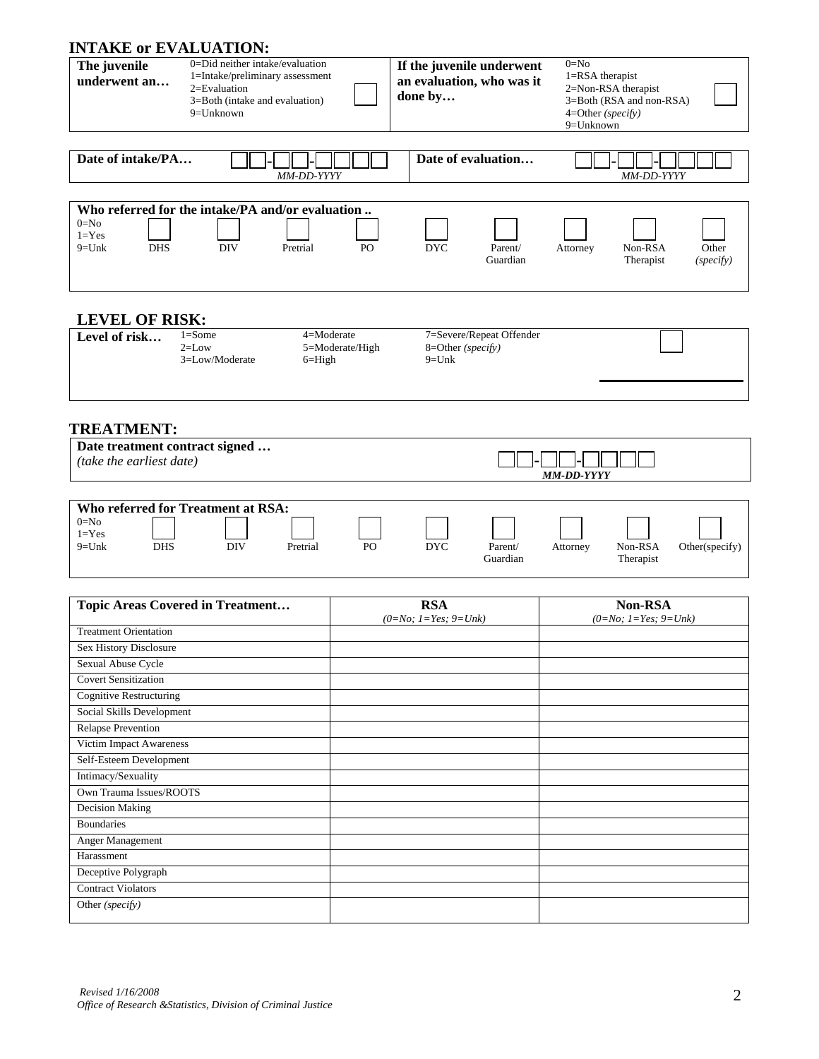## INTAKE or EVALUATION:

| The juvenile underwent an… | 0=Did neither intake/evaluation<br>1=Intake/preliminary assessment<br>2=Evaluation<br>3=Both (intake and evaluation)<br>9=Unknown | ☐ | If the juvenile underwent an evaluation, who was it done by… | 0=No<br>1=RSA therapist<br>2=Non-RSA therapist<br>3=Both (RSA and non-RSA)<br>4=Other *(specify)*<br>9=Unknown | ☐ |
|---|---|---|---|---|---|

| Date of intake/PA… | ☐☐-☐☐-☐☐☐☐<br>*MM-DD-YYYY* | Date of evaluation… | ☐☐-☐☐-☐☐☐☐<br>*MM-DD-YYYY* |
|---|---|---|---|

**Who referred for the intake/PA and/or evaluation ..**

| 0=No<br>1=Yes<br>9=Unk | DHS | DIV | Pretrial | PO | DYC | Parent/ Guardian | Attorney | Non-RSA Therapist | Other *(specify)* |
|---|---|---|---|---|---|---|---|---|---|
| | ☐ | ☐ | ☐ | ☐ | ☐ | ☐ | ☐ | ☐ | ☐ |

## LEVEL OF RISK:

| Level of risk… | 1=Some<br>2=Low<br>3=Low/Moderate | 4=Moderate<br>5=Moderate/High<br>6=High | 7=Severe/Repeat Offender<br>8=Other *(specify)*<br>9=Unk | ☐<br>\_\_\_\_\_\_\_\_\_\_\_\_ |
|---|---|---|---|---|

## TREATMENT:

| Date treatment contract signed …<br>*(take the earliest date)* | ☐☐-☐☐-☐☐☐☐<br>***MM-DD-YYYY*** |
|---|---|

**Who referred for Treatment at RSA:**

| 0=No<br>1=Yes<br>9=Unk | DHS | DIV | Pretrial | PO | DYC | Parent/ Guardian | Attorney | Non-RSA Therapist | Other(specify) |
|---|---|---|---|---|---|---|---|---|---|
| | ☐ | ☐ | ☐ | ☐ | ☐ | ☐ | ☐ | ☐ | ☐ |

| Topic Areas Covered in Treatment… | RSA<br>*(0=No; 1=Yes; 9=Unk)* | Non-RSA<br>*(0=No; 1=Yes; 9=Unk)* |
|---|---|---|
| Treatment Orientation | | |
| Sex History Disclosure | | |
| Sexual Abuse Cycle | | |
| Covert Sensitization | | |
| Cognitive Restructuring | | |
| Social Skills Development | | |
| Relapse Prevention | | |
| Victim Impact Awareness | | |
| Self-Esteem Development | | |
| Intimacy/Sexuality | | |
| Own Trauma Issues/ROOTS | | |
| Decision Making | | |
| Boundaries | | |
| Anger Management | | |
| Harassment | | |
| Deceptive Polygraph | | |
| Contract Violators | | |
| Other *(specify)* | | |

*Revised 1/16/2008*
*Office of Research &Statistics, Division of Criminal Justice*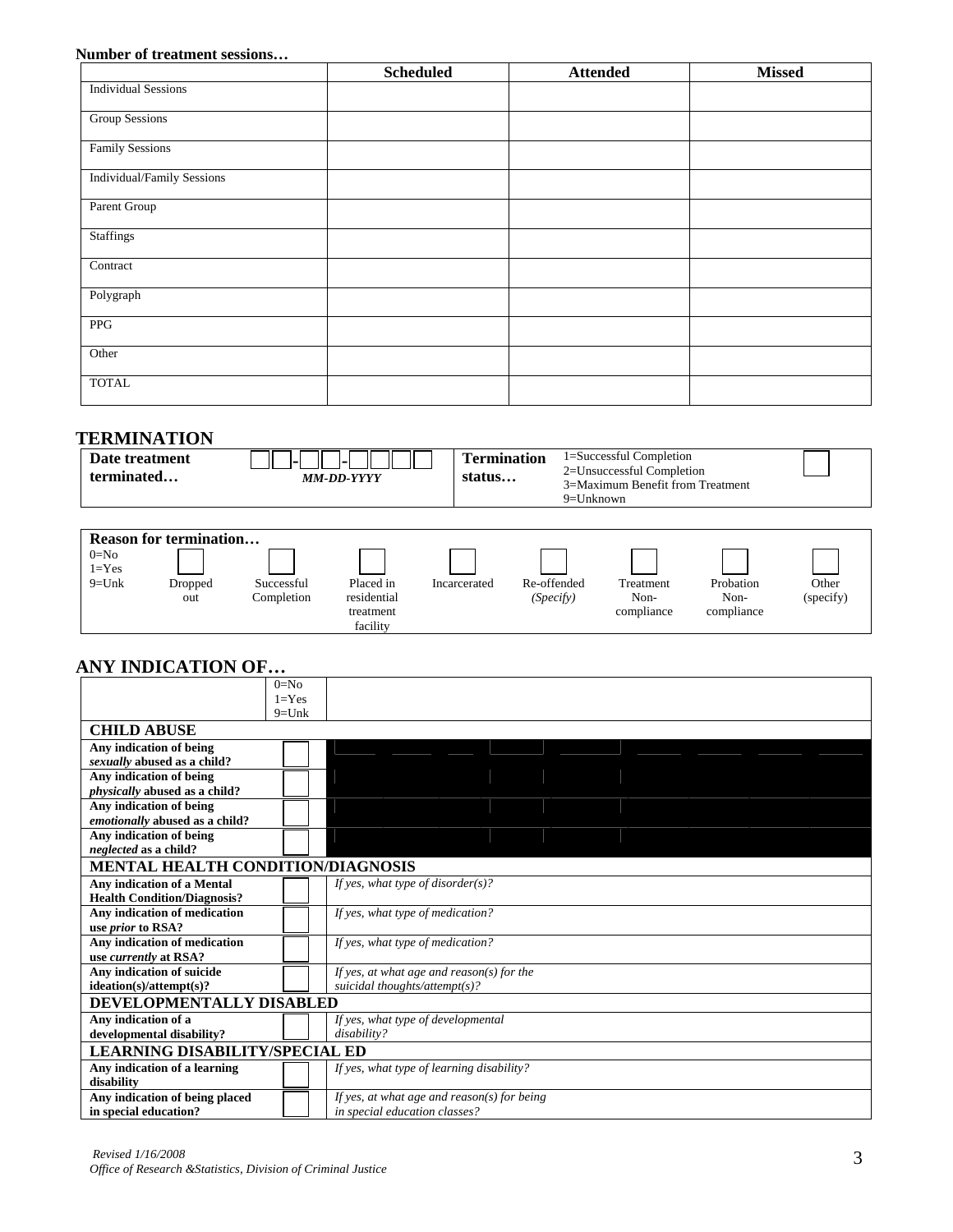**Number of treatment sessions…**

| | Scheduled | Attended | Missed |
|---|---|---|---|
| Individual Sessions | | | |
| Group Sessions | | | |
| Family Sessions | | | |
| Individual/Family Sessions | | | |
| Parent Group | | | |
| Staffings | | | |
| Contract | | | |
| Polygraph | | | |
| PPG | | | |
| Other | | | |
| TOTAL | | | |

## TERMINATION

| | | | | |
|---|---|---|---|---|
| **Date treatment terminated…** | ☐☐-☐☐-☐☐☐☐ *MM-DD-YYYY* | **Termination status…** | 1=Successful Completion<br>2=Unsuccessful Completion<br>3=Maximum Benefit from Treatment<br>9=Unknown | ☐ |

**Reason for termination…**

| 0=No<br>1=Yes<br>9=Unk | ☐<br>Dropped out | ☐<br>Successful Completion | ☐<br>Placed in residential treatment facility | ☐<br>Incarcerated | ☐<br>Re-offended *(Specify)* | ☐<br>Treatment Non-compliance | ☐<br>Probation Non-compliance | ☐<br>Other (specify) |
|---|---|---|---|---|---|---|---|---|

## ANY INDICATION OF…

| | 0=No<br>1=Yes<br>9=Unk | |
|---|---|---|
| **CHILD ABUSE** | | |
| **Any indication of being *sexually* abused as a child?** | ☐ | |
| **Any indication of being *physically* abused as a child?** | ☐ | |
| **Any indication of being *emotionally* abused as a child?** | ☐ | |
| **Any indication of being *neglected* as a child?** | ☐ | |
| **MENTAL HEALTH CONDITION/DIAGNOSIS** | | |
| **Any indication of a Mental Health Condition/Diagnosis?** | ☐ | *If yes, what type of disorder(s)?* |
| **Any indication of medication use *prior* to RSA?** | ☐ | *If yes, what type of medication?* |
| **Any indication of medication use *currently* at RSA?** | ☐ | *If yes, what type of medication?* |
| **Any indication of suicide ideation(s)/attempt(s)?** | ☐ | *If yes, at what age and reason(s) for the suicidal thoughts/attempt(s)?* |
| **DEVELOPMENTALLY DISABLED** | | |
| **Any indication of a developmental disability?** | ☐ | *If yes, what type of developmental disability?* |
| **LEARNING DISABILITY/SPECIAL ED** | | |
| **Any indication of a learning disability** | ☐ | *If yes, what type of learning disability?* |
| **Any indication of being placed in special education?** | ☐ | *If yes, at what age and reason(s) for being in special education classes?* |

*Revised 1/16/2008*
*Office of Research &Statistics, Division of Criminal Justice*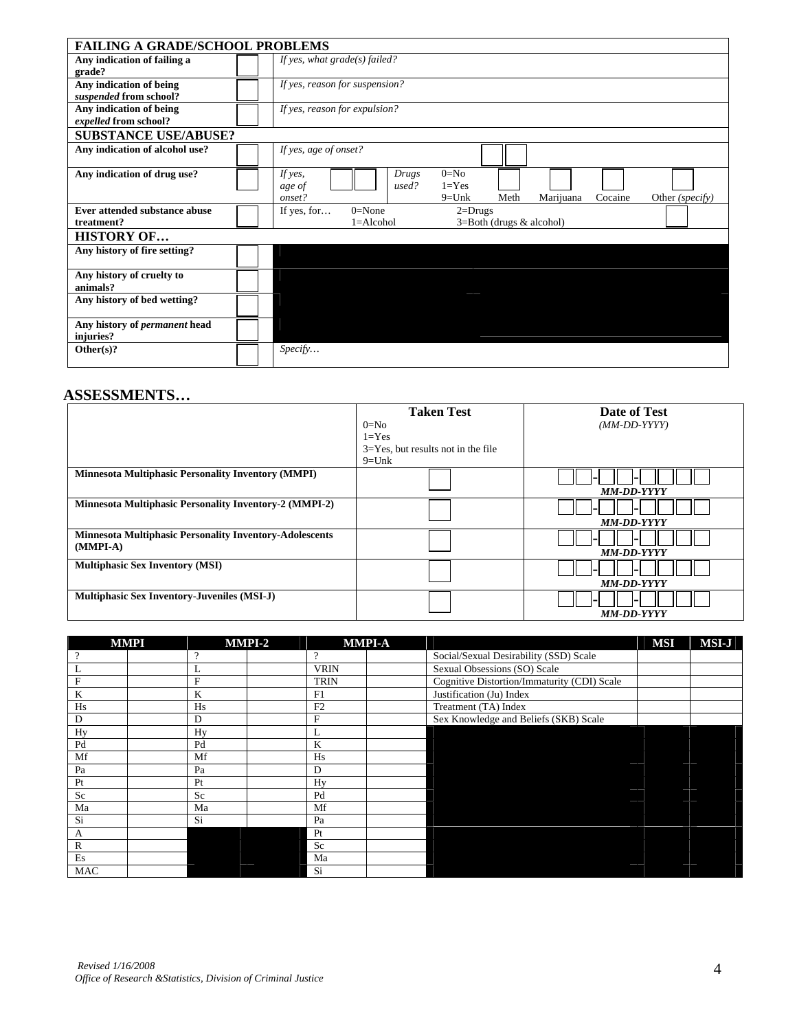| FAILING A GRADE/SCHOOL PROBLEMS | | |
|---|---|---|
| **Any indication of failing a grade?** | | *If yes, what grade(s) failed?* |
| **Any indication of being *suspended* from school?** | | *If yes, reason for suspension?* |
| **Any indication of being *expelled* from school?** | | *If yes, reason for expulsion?* |
| **SUBSTANCE USE/ABUSE?** | | |
| **Any indication of alcohol use?** | | *If yes, age of onset?* |
| **Any indication of drug use?** | | *If yes, age of onset?* *Drugs used?* 0=No 1=Yes 9=Unk — Meth — Marijuana — Cocaine — Other *(specify)* |
| **Ever attended substance abuse treatment?** | | If yes, for… 0=None 1=Alcohol 2=Drugs 3=Both (drugs & alcohol) |
| **HISTORY OF…** | | |
| **Any history of fire setting?** | | |
| **Any history of cruelty to animals?** | | |
| **Any history of bed wetting?** | | |
| **Any history of *permanent* head injuries?** | | |
| **Other(s)?** | | *Specify…* |

## ASSESSMENTS…

| | Taken Test<br>0=No<br>1=Yes<br>3=Yes, but results not in the file<br>9=Unk | Date of Test<br>*(MM-DD-YYYY)* |
|---|---|---|
| **Minnesota Multiphasic Personality Inventory (MMPI)** | | **MM-DD-YYYY** |
| **Minnesota Multiphasic Personality Inventory-2 (MMPI-2)** | | **MM-DD-YYYY** |
| **Minnesota Multiphasic Personality Inventory-Adolescents (MMPI-A)** | | **MM-DD-YYYY** |
| **Multiphasic Sex Inventory (MSI)** | | **MM-DD-YYYY** |
| **Multiphasic Sex Inventory-Juveniles (MSI-J)** | | **MM-DD-YYYY** |

| MMPI | | MMPI-2 | | MMPI-A | | | MSI | MSI-J |
|---|---|---|---|---|---|---|---|---|
| ? | | ? | | ? | | Social/Sexual Desirability (SSD) Scale | | |
| L | | L | | VRIN | | Sexual Obsessions (SO) Scale | | |
| F | | F | | TRIN | | Cognitive Distortion/Immaturity (CDI) Scale | | |
| K | | K | | F1 | | Justification (Ju) Index | | |
| Hs | | Hs | | F2 | | Treatment (TA) Index | | |
| D | | D | | F | | Sex Knowledge and Beliefs (SKB) Scale | | |
| Hy | | Hy | | L | | | | |
| Pd | | Pd | | K | | | | |
| Mf | | Mf | | Hs | | | | |
| Pa | | Pa | | D | | | | |
| Pt | | Pt | | Hy | | | | |
| Sc | | Sc | | Pd | | | | |
| Ma | | Ma | | Mf | | | | |
| Si | | Si | | Pa | | | | |
| A | | | | Pt | | | | |
| R | | | | Sc | | | | |
| Es | | | | Ma | | | | |
| MAC | | | | Si | | | | |

*Revised 1/16/2008*
*Office of Research &Statistics, Division of Criminal Justice*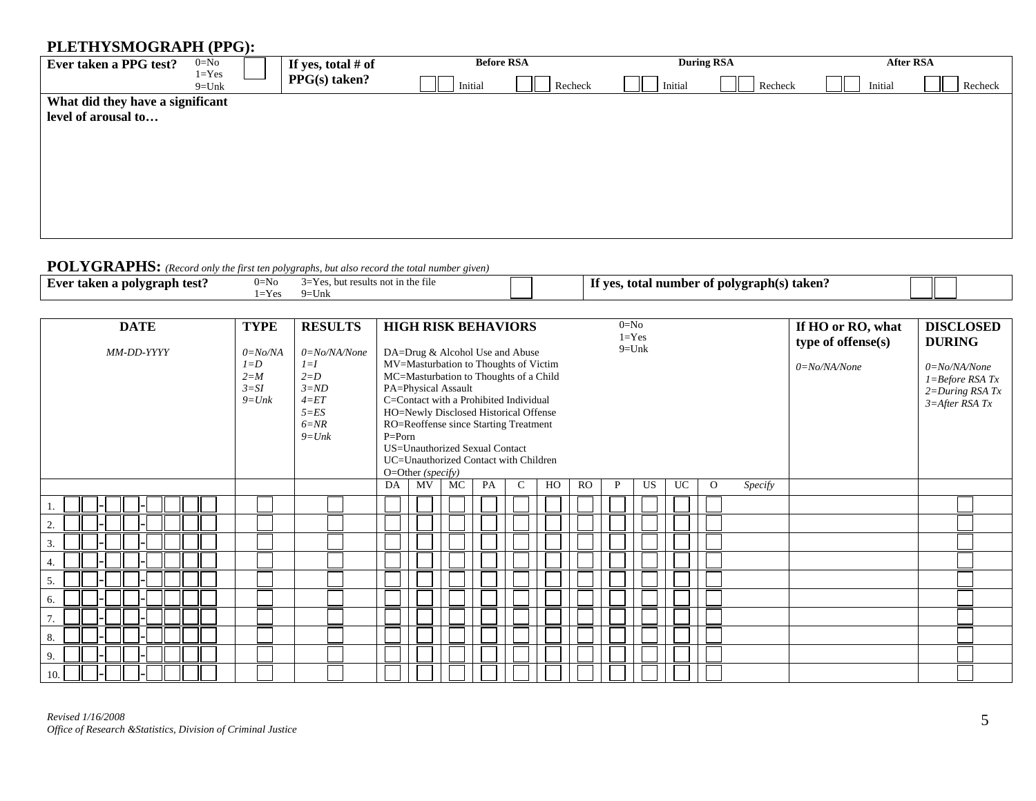## PLETHYSMOGRAPH (PPG):

| Ever taken a PPG test? | 0=No 1=Yes 9=Unk | If yes, total # of PPG(s) taken? | Before RSA | | During RSA | | After RSA | |
|---|---|---|---|---|---|---|---|---|
| | | | Initial | Recheck | Initial | Recheck | Initial | Recheck |

**What did they have a significant level of arousal to…**

## POLYGRAPHS: *(Record only the first ten polygraphs, but also record the total number given)*

| Ever taken a polygraph test? | 0=No 1=Yes 3=Yes, but results not in the file 9=Unk | | If yes, total number of polygraph(s) taken? | |
|---|---|---|---|---|

| DATE MM-DD-YYYY | TYPE 0=No/NA 1=D 2=M 3=SI 9=Unk | RESULTS 0=No/NA/None 1=I 2=D 3=ND 4=ET 5=ES 6=NR 9=Unk | HIGH RISK BEHAVIORS 0=No 1=Yes 9=Unk DA=Drug & Alcohol Use and Abuse MV=Masturbation to Thoughts of Victim MC=Masturbation to Thoughts of a Child PA=Physical Assault C=Contact with a Prohibited Individual HO=Newly Disclosed Historical Offense RO=Reoffense since Starting Treatment P=Porn US=Unauthorized Sexual Contact UC=Unauthorized Contact with Children O=Other *(specify)* | | | | | | | | | | | | | If HO or RO, what type of offense(s) 0=No/NA/None | DISCLOSED DURING 0=No/NA/None 1=Before RSA Tx 2=During RSA Tx 3=After RSA Tx |
|---|---|---|---|---|---|---|---|---|---|---|---|---|---|---|---|---|---|
| | | | DA | MV | MC | PA | C | HO | RO | P | US | UC | O | Specify | | | |
| 1. - - | | | | | | | | | | | | | | | | | |
| 2. - - | | | | | | | | | | | | | | | | | |
| 3. - - | | | | | | | | | | | | | | | | | |
| 4. - - | | | | | | | | | | | | | | | | | |
| 5. - - | | | | | | | | | | | | | | | | | |
| 6. - - | | | | | | | | | | | | | | | | | |
| 7. - - | | | | | | | | | | | | | | | | | |
| 8. - - | | | | | | | | | | | | | | | | | |
| 9. - - | | | | | | | | | | | | | | | | | |
| 10. - - | | | | | | | | | | | | | | | | | |

*Revised 1/16/2008*
*Office of Research &Statistics, Division of Criminal Justice*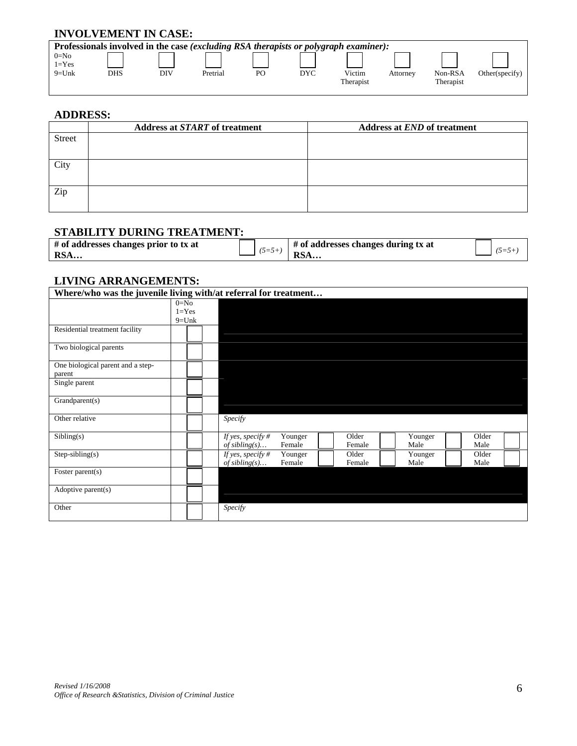## INVOLVEMENT IN CASE:

| **Professionals involved in the case *(excluding RSA therapists or polygraph examiner):*** | | | | | | | | | |
|---|---|---|---|---|---|---|---|---|---|
| 0=No<br>1=Yes<br>9=Unk | DHS | DIV | Pretrial | PO | DYC | Victim Therapist | Attorney | Non-RSA Therapist | Other(specify) |

## ADDRESS:

| | **Address at *START* of treatment** | **Address at *END* of treatment** |
|---|---|---|
| Street | | |
| City | | |
| Zip | | |

## STABILITY DURING TREATMENT:

| **# of addresses changes prior to tx at RSA…** | | *(5=5+)* | **# of addresses changes during tx at RSA…** | | *(5=5+)* |
|---|---|---|---|---|---|

## LIVING ARRANGEMENTS:

| **Where/who was the juvenile living with/at referral for treatment…** | | | | | | | | | |
|---|---|---|---|---|---|---|---|---|---|
| | 0=No<br>1=Yes<br>9=Unk | | | | | | | | |
| Residential treatment facility | | | | | | | | | |
| Two biological parents | | | | | | | | | |
| One biological parent and a step-parent | | | | | | | | | |
| Single parent | | | | | | | | | |
| Grandparent(s) | | | | | | | | | |
| Other relative | | *Specify* | | | | | | | |
| Sibling(s) | | *If yes, specify # of sibling(s)…* | Younger Female | | Older Female | | Younger Male | | Older Male |
| Step-sibling(s) | | *If yes, specify # of sibling(s)…* | Younger Female | | Older Female | | Younger Male | | Older Male |
| Foster parent(s) | | | | | | | | | |
| Adoptive parent(s) | | | | | | | | | |
| Other | | *Specify* | | | | | | | |

*Revised 1/16/2008*
*Office of Research &Statistics, Division of Criminal Justice*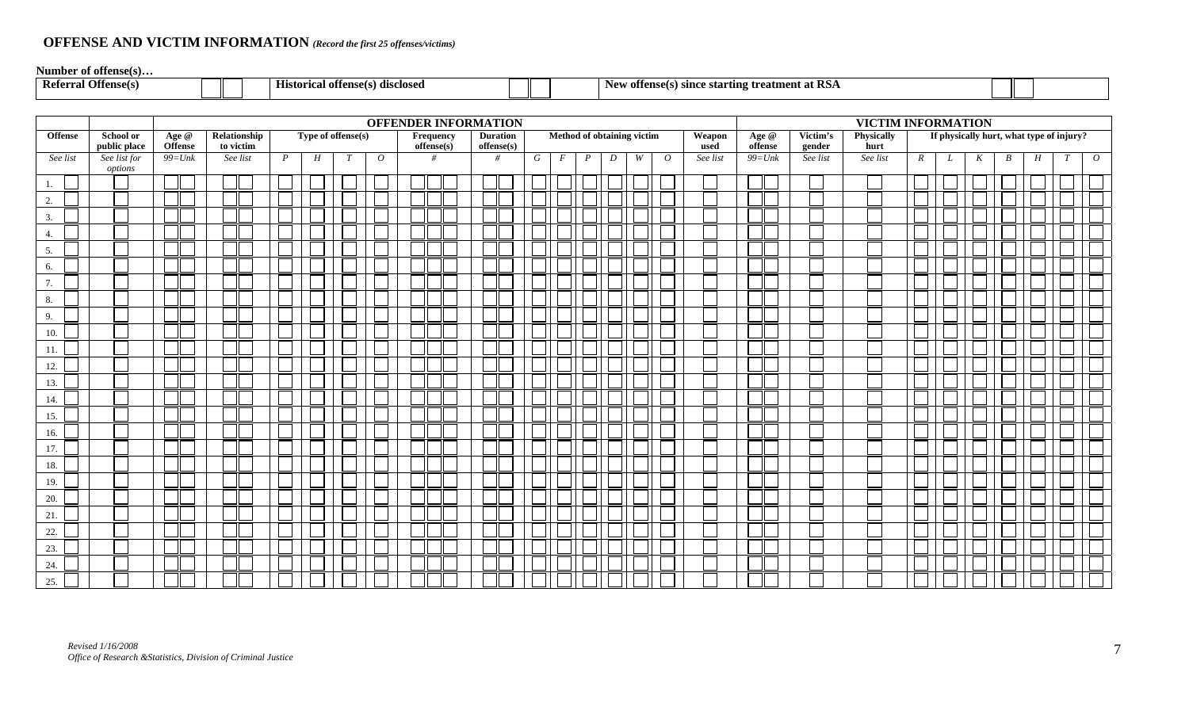## OFFENSE AND VICTIM INFORMATION *(Record the first 25 offenses/victims)*

**Number of offense(s)…**

| **Referral Offense(s)** | | **Historical offense(s) disclosed** | | **New offense(s) since starting treatment at RSA** | |
|---|---|---|---|---|---|

| | | **OFFENDER INFORMATION** | | | | | | | | | | | | | | | | | **VICTIM INFORMATION** | | | | | | | | | | |
|---|---|---|---|---|---|---|---|---|---|---|---|---|---|---|---|---|---|---|---|---|---|---|---|---|---|---|---|---|---|
| **Offense** | **School or public place** | **Age @ Offense** | **Relationship to victim** | **Type of offense(s)** | | | | **Frequency offense(s)** | **Duration offense(s)** | **Method of obtaining victim** | | | | | | **Weapon used** | **Age @ offense** | **Victim's gender** | **Physically hurt** | **If physically hurt, what type of injury?** | | | | | | | | | |
| *See list* | *See list for options* | *99=Unk* | *See list* | *P* | *H* | *T* | *O* | *#* | *#* | *G* | *F* | *P* | *D* | *W* | *O* | *See list* | *99=Unk* | *See list* | *See list* | *R* | *L* | *K* | *B* | *H* | *T* | *O* | | | |
| 1. | | | | | | | | | | | | | | | | | | | | | | | | | | | | | |
| 2. | | | | | | | | | | | | | | | | | | | | | | | | | | | | | |
| 3. | | | | | | | | | | | | | | | | | | | | | | | | | | | | | |
| 4. | | | | | | | | | | | | | | | | | | | | | | | | | | | | | |
| 5. | | | | | | | | | | | | | | | | | | | | | | | | | | | | | |
| 6. | | | | | | | | | | | | | | | | | | | | | | | | | | | | | |
| 7. | | | | | | | | | | | | | | | | | | | | | | | | | | | | | |
| 8. | | | | | | | | | | | | | | | | | | | | | | | | | | | | | |
| 9. | | | | | | | | | | | | | | | | | | | | | | | | | | | | | |
| 10. | | | | | | | | | | | | | | | | | | | | | | | | | | | | | |
| 11. | | | | | | | | | | | | | | | | | | | | | | | | | | | | | |
| 12. | | | | | | | | | | | | | | | | | | | | | | | | | | | | | |
| 13. | | | | | | | | | | | | | | | | | | | | | | | | | | | | | |
| 14. | | | | | | | | | | | | | | | | | | | | | | | | | | | | | |
| 15. | | | | | | | | | | | | | | | | | | | | | | | | | | | | | |
| 16. | | | | | | | | | | | | | | | | | | | | | | | | | | | | | |
| 17. | | | | | | | | | | | | | | | | | | | | | | | | | | | | | |
| 18. | | | | | | | | | | | | | | | | | | | | | | | | | | | | | |
| 19. | | | | | | | | | | | | | | | | | | | | | | | | | | | | | |
| 20. | | | | | | | | | | | | | | | | | | | | | | | | | | | | | |
| 21. | | | | | | | | | | | | | | | | | | | | | | | | | | | | | |
| 22. | | | | | | | | | | | | | | | | | | | | | | | | | | | | | |
| 23. | | | | | | | | | | | | | | | | | | | | | | | | | | | | | |
| 24. | | | | | | | | | | | | | | | | | | | | | | | | | | | | | |
| 25. | | | | | | | | | | | | | | | | | | | | | | | | | | | | | |

*Revised 1/16/2008*
*Office of Research &Statistics, Division of Criminal Justice*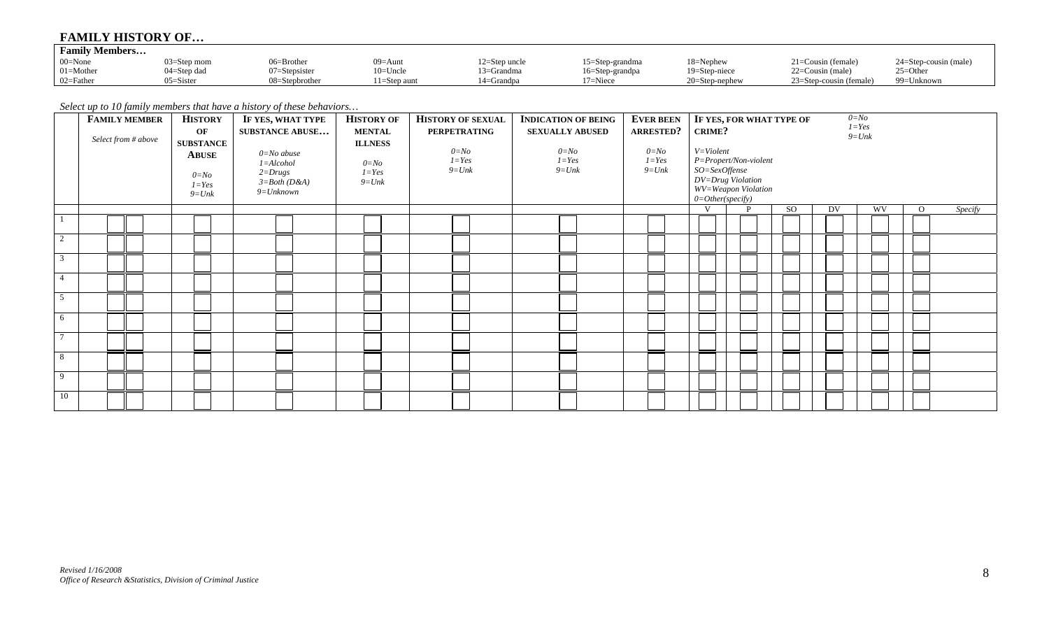## FAMILY HISTORY OF…

| Family Members… | | | | | | | | |
|---|---|---|---|---|---|---|---|---|
| 00=None | 03=Step mom | 06=Brother | 09=Aunt | 12=Step uncle | 15=Step-grandma | 18=Nephew | 21=Cousin (female) | 24=Step-cousin (male) |
| 01=Mother | 04=Step dad | 07=Stepsister | 10=Uncle | 13=Grandma | 16=Step-grandpa | 19=Step-niece | 22=Cousin (male) | 25=Other |
| 02=Father | 05=Sister | 08=Stepbrother | 11=Step aunt | 14=Grandpa | 17=Niece | 20=Step-nephew | 23=Step-cousin (female) | 99=Unknown |

*Select up to 10 family members that have a history of these behaviors…*

| | **FAMILY MEMBER** *Select from # above* | **HISTORY OF SUBSTANCE ABUSE** *0=No 1=Yes 9=Unk* | **IF YES, WHAT TYPE SUBSTANCE ABUSE…** *0=No abuse 1=Alcohol 2=Drugs 3=Both (D&A) 9=Unknown* | **HISTORY OF MENTAL ILLNESS** *0=No 1=Yes 9=Unk* | **HISTORY OF SEXUAL PERPETRATING** *0=No 1=Yes 9=Unk* | **INDICATION OF BEING SEXUALLY ABUSED** *0=No 1=Yes 9=Unk* | **EVER BEEN ARRESTED?** *0=No 1=Yes 9=Unk* | **IF YES, FOR WHAT TYPE OF CRIME?** *0=No 1=Yes 9=Unk* *V=Violent P=Propert/Non-violent SO=SexOffense DV=Drug Violation WV=Weapon Violation 0=Other(specify)* | | | | | | |
|---|---|---|---|---|---|---|---|---|---|---|---|---|---|---|
| | | | | | | | | V | P | SO | DV | WV | O | *Specify* |
| 1 | | | | | | | | | | | | | | |
| 2 | | | | | | | | | | | | | | |
| 3 | | | | | | | | | | | | | | |
| 4 | | | | | | | | | | | | | | |
| 5 | | | | | | | | | | | | | | |
| 6 | | | | | | | | | | | | | | |
| 7 | | | | | | | | | | | | | | |
| 8 | | | | | | | | | | | | | | |
| 9 | | | | | | | | | | | | | | |
| 10 | | | | | | | | | | | | | | |

*Revised 1/16/2008*
*Office of Research &Statistics, Division of Criminal Justice*